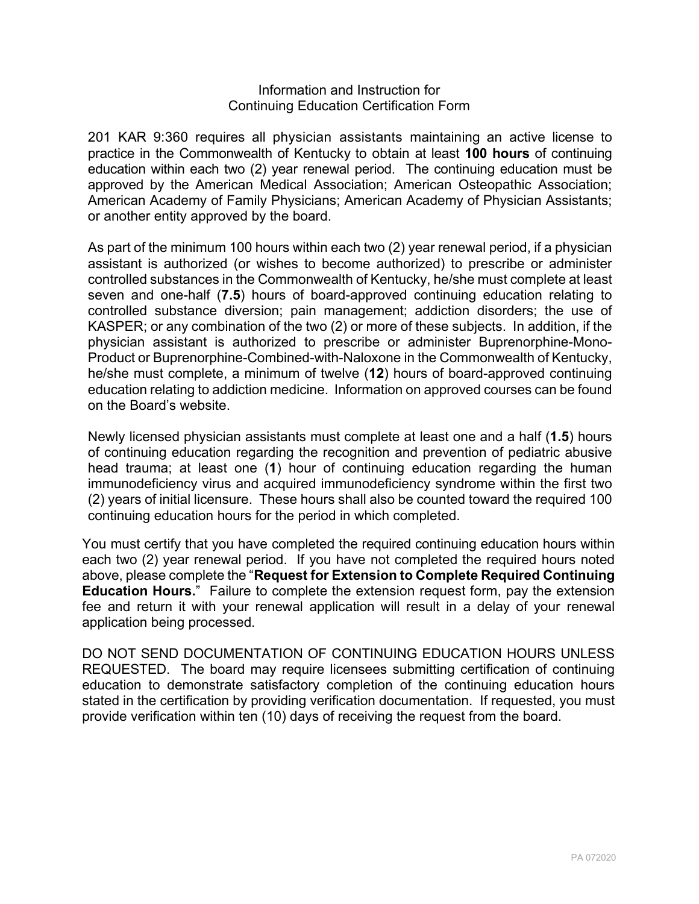# Information and Instruction for Continuing Education Certification Form

201 KAR 9:360 requires all physician assistants maintaining an active license to practice in the Commonwealth of Kentucky to obtain at least **100 hours** of continuing education within each two (2) year renewal period. The continuing education must be approved by the American Medical Association; American Osteopathic Association; American Academy of Family Physicians; American Academy of Physician Assistants; or another entity approved by the board.

As part of the minimum 100 hours within each two (2) year renewal period, if a physician assistant is authorized (or wishes to become authorized) to prescribe or administer controlled substances in the Commonwealth of Kentucky, he/she must complete at least seven and one-half (**7.5**) hours of board-approved continuing education relating to controlled substance diversion; pain management; addiction disorders; the use of KASPER; or any combination of the two (2) or more of these subjects. In addition, if the physician assistant is authorized to prescribe or administer Buprenorphine-Mono-Product or Buprenorphine-Combined-with-Naloxone in the Commonwealth of Kentucky, he/she must complete, a minimum of twelve (**12**) hours of board-approved continuing education relating to addiction medicine. Information on approved courses can be found on the Board's website.

Newly licensed physician assistants must complete at least one and a half (**1.5**) hours of continuing education regarding the recognition and prevention of pediatric abusive head trauma; at least one (**1**) hour of continuing education regarding the human immunodeficiency virus and acquired immunodeficiency syndrome within the first two (2) years of initial licensure. These hours shall also be counted toward the required 100 continuing education hours for the period in which completed.

You must certify that you have completed the required continuing education hours within each two (2) year renewal period. If you have not completed the required hours noted above, please complete the "**Request for Extension to Complete Required Continuing Education Hours.**" Failure to complete the extension request form, pay the extension fee and return it with your renewal application will result in a delay of your renewal application being processed.

DO NOT SEND DOCUMENTATION OF CONTINUING EDUCATION HOURS UNLESS REQUESTED. The board may require licensees submitting certification of continuing education to demonstrate satisfactory completion of the continuing education hours stated in the certification by providing verification documentation. If requested, you must provide verification within ten (10) days of receiving the request from the board.

PA 072020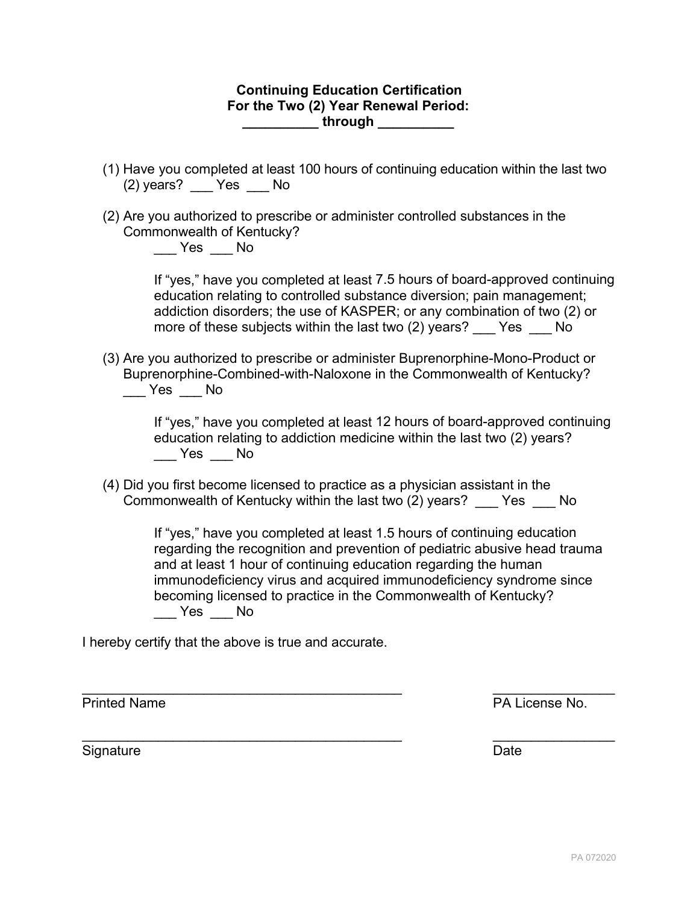**Continuing Education Certification**
**For the Two (2) Year Renewal Period:**
**__________ through __________**

(1) Have you completed at least 100 hours of continuing education within the last two (2) years? ___ Yes ___ No

(2) Are you authorized to prescribe or administer controlled substances in the Commonwealth of Kentucky?
___ Yes ___ No

If "yes," have you completed at least 7.5 hours of board-approved continuing education relating to controlled substance diversion; pain management; addiction disorders; the use of KASPER; or any combination of two (2) or more of these subjects within the last two (2) years? ___ Yes ___ No

(3) Are you authorized to prescribe or administer Buprenorphine-Mono-Product or Buprenorphine-Combined-with-Naloxone in the Commonwealth of Kentucky?
___ Yes ___ No

If "yes," have you completed at least 12 hours of board-approved continuing education relating to addiction medicine within the last two (2) years?
___ Yes ___ No

(4) Did you first become licensed to practice as a physician assistant in the Commonwealth of Kentucky within the last two (2) years? ___ Yes ___ No

If "yes," have you completed at least 1.5 hours of continuing education regarding the recognition and prevention of pediatric abusive head trauma and at least 1 hour of continuing education regarding the human immunodeficiency virus and acquired immunodeficiency syndrome since becoming licensed to practice in the Commonwealth of Kentucky?
___ Yes ___ No

I hereby certify that the above is true and accurate.

____________________________________________ ________________
Printed Name PA License No.

____________________________________________ ________________
Signature Date

PA 072020